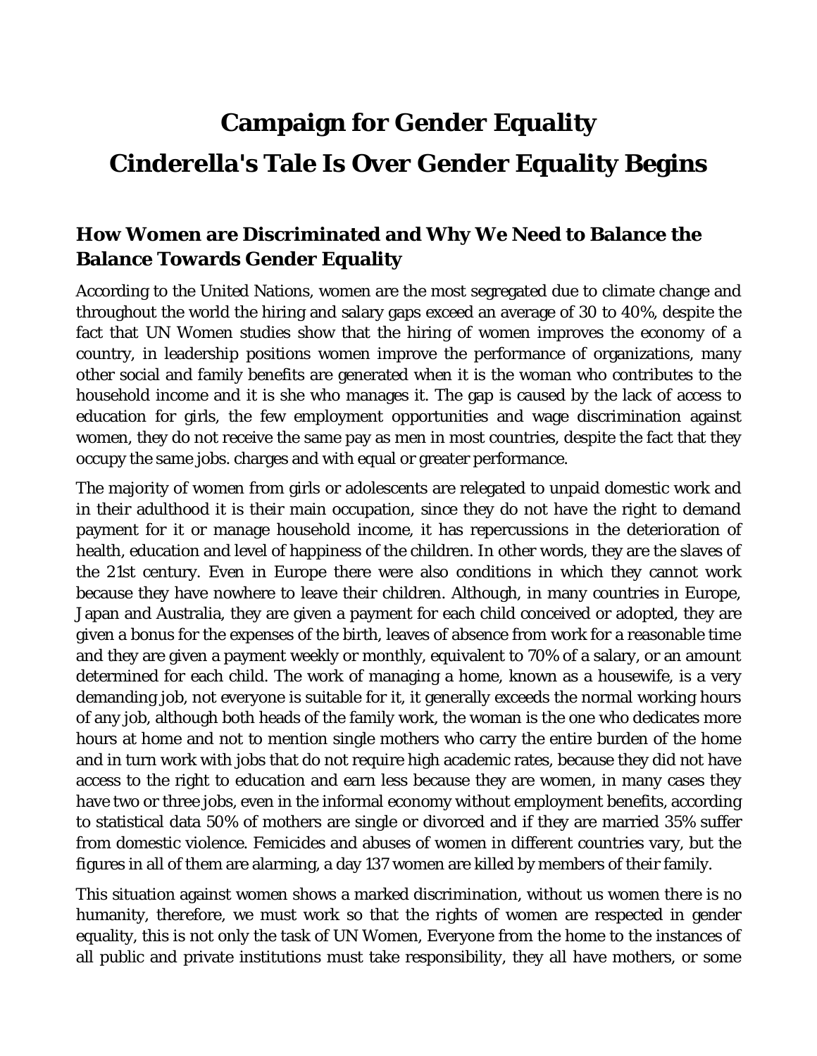# Campaign for Gender Equality

# Cinderella's Tale Is Over Gender Equality Begins

## How Women are Discriminated and Why We Need to Balance the Balance Towards Gender Equality

According to the United Nations, women are the most segregated due to climate change and throughout the world the hiring and salary gaps exceed an average of 30 to 40%, despite the fact that UN Women studies show that the hiring of women improves the economy of a country, in leadership positions women improve the performance of organizations, many other social and family benefits are generated when it is the woman who contributes to the household income and it is she who manages it. The gap is caused by the lack of access to education for girls, the few employment opportunities and wage discrimination against women, they do not receive the same pay as men in most countries, despite the fact that they occupy the same jobs. charges and with equal or greater performance.

The majority of women from girls or adolescents are relegated to unpaid domestic work and in their adulthood it is their main occupation, since they do not have the right to demand payment for it or manage household income, it has repercussions in the deterioration of health, education and level of happiness of the children. In other words, they are the slaves of the 21st century. Even in Europe there were also conditions in which they cannot work because they have nowhere to leave their children. Although, in many countries in Europe, Japan and Australia, they are given a payment for each child conceived or adopted, they are given a bonus for the expenses of the birth, leaves of absence from work for a reasonable time and they are given a payment weekly or monthly, equivalent to 70% of a salary, or an amount determined for each child. The work of managing a home, known as a housewife, is a very demanding job, not everyone is suitable for it, it generally exceeds the normal working hours of any job, although both heads of the family work, the woman is the one who dedicates more hours at home and not to mention single mothers who carry the entire burden of the home and in turn work with jobs that do not require high academic rates, because they did not have access to the right to education and earn less because they are women, in many cases they have two or three jobs, even in the informal economy without employment benefits, according to statistical data 50% of mothers are single or divorced and if they are married 35% suffer from domestic violence. Femicides and abuses of women in different countries vary, but the figures in all of them are alarming, a day 137 women are killed by members of their family.

This situation against women shows a marked discrimination, without us women there is no humanity, therefore, we must work so that the rights of women are respected in gender equality, this is not only the task of UN Women, Everyone from the home to the instances of all public and private institutions must take responsibility, they all have mothers, or some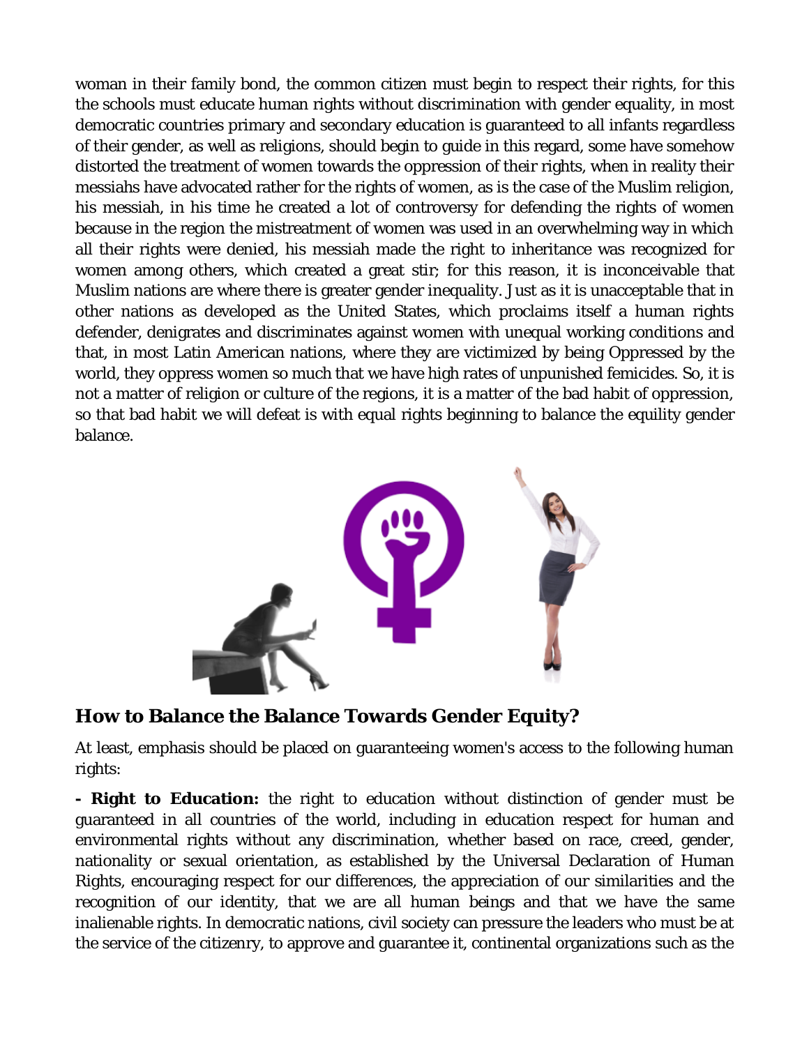woman in their family bond, the common citizen must begin to respect their rights, for this the schools must educate human rights without discrimination with gender equality, in most democratic countries primary and secondary education is guaranteed to all infants regardless of their gender, as well as religions, should begin to guide in this regard, some have somehow distorted the treatment of women towards the oppression of their rights, when in reality their messiahs have advocated rather for the rights of women, as is the case of the Muslim religion, his messiah, in his time he created a lot of controversy for defending the rights of women because in the region the mistreatment of women was used in an overwhelming way in which all their rights were denied, his messiah made the right to inheritance was recognized for women among others, which created a great stir; for this reason, it is inconceivable that Muslim nations are where there is greater gender inequality. Just as it is unacceptable that in other nations as developed as the United States, which proclaims itself a human rights defender, denigrates and discriminates against women with unequal working conditions and that, in most Latin American nations, where they are victimized by being Oppressed by the world, they oppress women so much that we have high rates of unpunished femicides. So, it is not a matter of religion or culture of the regions, it is a matter of the bad habit of oppression, so that bad habit we will defeat is with equal rights beginning to balance the equility gender balance.

## How to Balance the Balance Towards Gender Equity?

At least, emphasis should be placed on guaranteeing women's access to the following human rights:

**- Right to Education:** the right to education without distinction of gender must be guaranteed in all countries of the world, including in education respect for human and environmental rights without any discrimination, whether based on race, creed, gender, nationality or sexual orientation, as established by the Universal Declaration of Human Rights, encouraging respect for our differences, the appreciation of our similarities and the recognition of our identity, that we are all human beings and that we have the same inalienable rights. In democratic nations, civil society can pressure the leaders who must be at the service of the citizenry, to approve and guarantee it, continental organizations such as the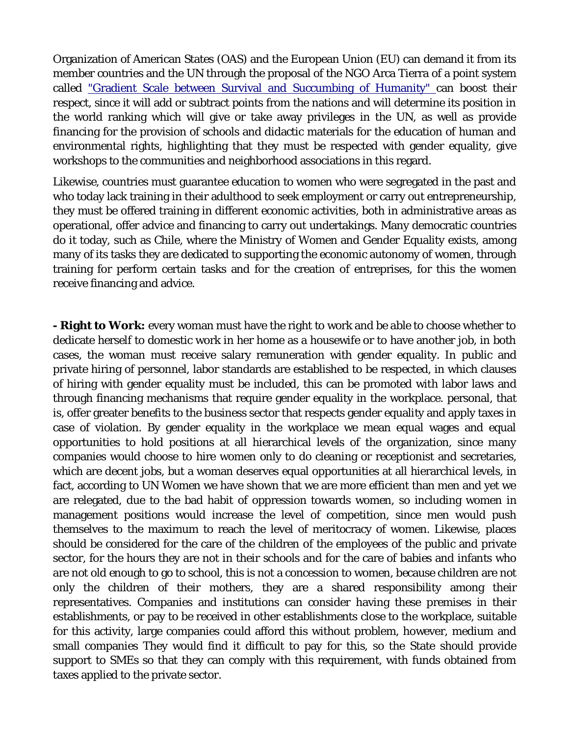Organization of American States (OAS) and the European Union (EU) can demand it from its member countries and the UN through the proposal of the NGO Arca Tierra of a point system called "Gradient Scale between Survival and Succumbing of Humanity" can boost their respect, since it will add or subtract points from the nations and will determine its position in the world ranking which will give or take away privileges in the UN, as well as provide financing for the provision of schools and didactic materials for the education of human and environmental rights, highlighting that they must be respected with gender equality, give workshops to the communities and neighborhood associations in this regard.

Likewise, countries must guarantee education to women who were segregated in the past and who today lack training in their adulthood to seek employment or carry out entrepreneurship, they must be offered training in different economic activities, both in administrative areas as operational, offer advice and financing to carry out undertakings. Many democratic countries do it today, such as Chile, where the Ministry of Women and Gender Equality exists, among many of its tasks they are dedicated to supporting the economic autonomy of women, through training for perform certain tasks and for the creation of entreprises, for this the women receive financing and advice.

**- Right to Work:** every woman must have the right to work and be able to choose whether to dedicate herself to domestic work in her home as a housewife or to have another job, in both cases, the woman must receive salary remuneration with gender equality. In public and private hiring of personnel, labor standards are established to be respected, in which clauses of hiring with gender equality must be included, this can be promoted with labor laws and through financing mechanisms that require gender equality in the workplace. personal, that is, offer greater benefits to the business sector that respects gender equality and apply taxes in case of violation. By gender equality in the workplace we mean equal wages and equal opportunities to hold positions at all hierarchical levels of the organization, since many companies would choose to hire women only to do cleaning or receptionist and secretaries, which are decent jobs, but a woman deserves equal opportunities at all hierarchical levels, in fact, according to UN Women we have shown that we are more efficient than men and yet we are relegated, due to the bad habit of oppression towards women, so including women in management positions would increase the level of competition, since men would push themselves to the maximum to reach the level of meritocracy of women. Likewise, places should be considered for the care of the children of the employees of the public and private sector, for the hours they are not in their schools and for the care of babies and infants who are not old enough to go to school, this is not a concession to women, because children are not only the children of their mothers, they are a shared responsibility among their representatives. Companies and institutions can consider having these premises in their establishments, or pay to be received in other establishments close to the workplace, suitable for this activity, large companies could afford this without problem, however, medium and small companies They would find it difficult to pay for this, so the State should provide support to SMEs so that they can comply with this requirement, with funds obtained from taxes applied to the private sector.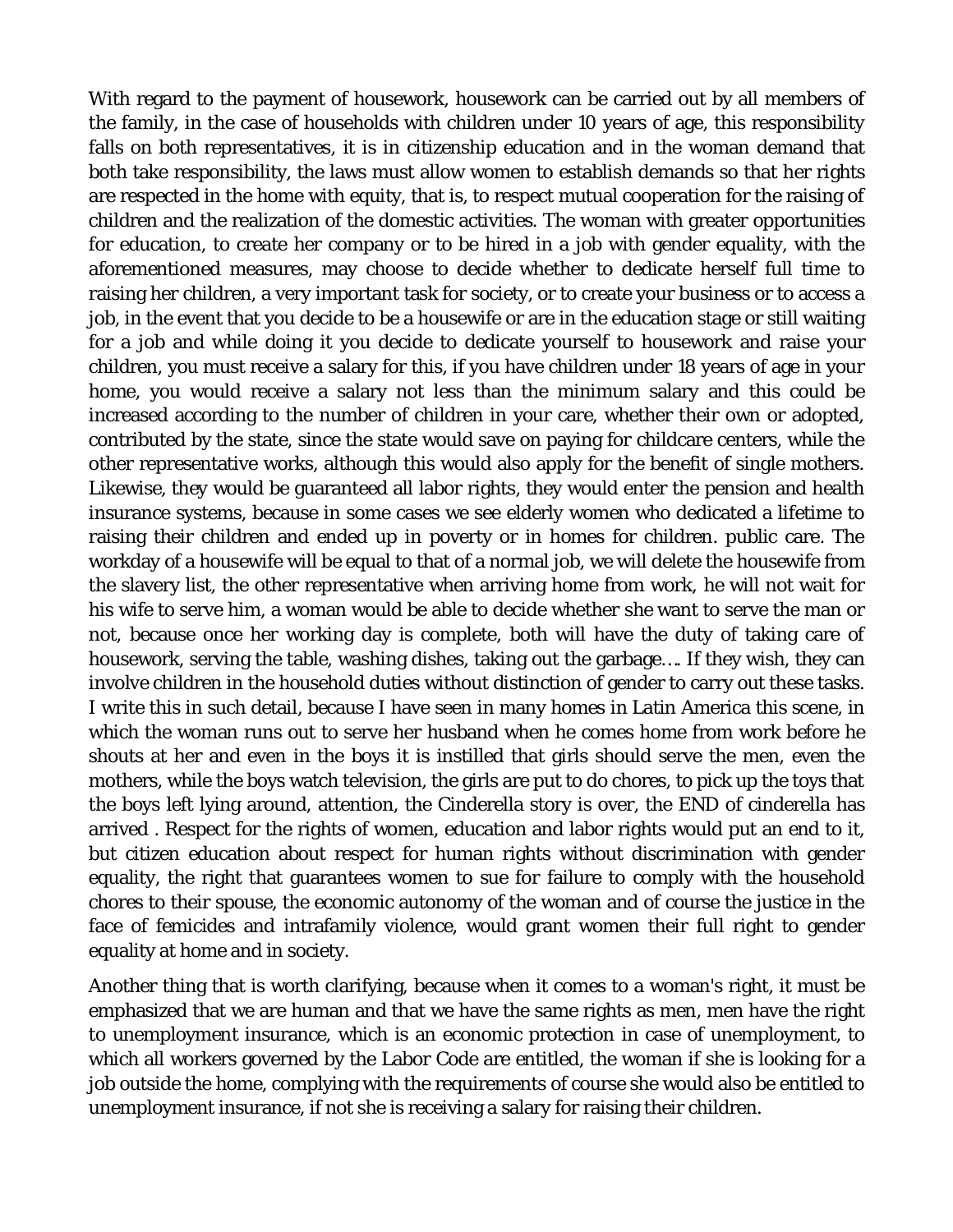With regard to the payment of housework, housework can be carried out by all members of the family, in the case of households with children under 10 years of age, this responsibility falls on both representatives, it is in citizenship education and in the woman demand that both take responsibility, the laws must allow women to establish demands so that her rights are respected in the home with equity, that is, to respect mutual cooperation for the raising of children and the realization of the domestic activities. The woman with greater opportunities for education, to create her company or to be hired in a job with gender equality, with the aforementioned measures, may choose to decide whether to dedicate herself full time to raising her children, a very important task for society, or to create your business or to access a job, in the event that you decide to be a housewife or are in the education stage or still waiting for a job and while doing it you decide to dedicate yourself to housework and raise your children, you must receive a salary for this, if you have children under 18 years of age in your home, you would receive a salary not less than the minimum salary and this could be increased according to the number of children in your care, whether their own or adopted, contributed by the state, since the state would save on paying for childcare centers, while the other representative works, although this would also apply for the benefit of single mothers. Likewise, they would be guaranteed all labor rights, they would enter the pension and health insurance systems, because in some cases we see elderly women who dedicated a lifetime to raising their children and ended up in poverty or in homes for children. public care. The workday of a housewife will be equal to that of a normal job, we will delete the housewife from the slavery list, the other representative when arriving home from work, he will not wait for his wife to serve him, a woman would be able to decide whether she want to serve the man or not, because once her working day is complete, both will have the duty of taking care of housework, serving the table, washing dishes, taking out the garbage…. If they wish, they can involve children in the household duties without distinction of gender to carry out these tasks. I write this in such detail, because I have seen in many homes in Latin America this scene, in which the woman runs out to serve her husband when he comes home from work before he shouts at her and even in the boys it is instilled that girls should serve the men, even the mothers, while the boys watch television, the girls are put to do chores, to pick up the toys that the boys left lying around, attention, the Cinderella story is over, the END of cinderella has arrived . Respect for the rights of women, education and labor rights would put an end to it, but citizen education about respect for human rights without discrimination with gender equality, the right that guarantees women to sue for failure to comply with the household chores to their spouse, the economic autonomy of the woman and of course the justice in the face of femicides and intrafamily violence, would grant women their full right to gender equality at home and in society.

Another thing that is worth clarifying, because when it comes to a woman's right, it must be emphasized that we are human and that we have the same rights as men, men have the right to unemployment insurance, which is an economic protection in case of unemployment, to which all workers governed by the Labor Code are entitled, the woman if she is looking for a job outside the home, complying with the requirements of course she would also be entitled to unemployment insurance, if not she is receiving a salary for raising their children.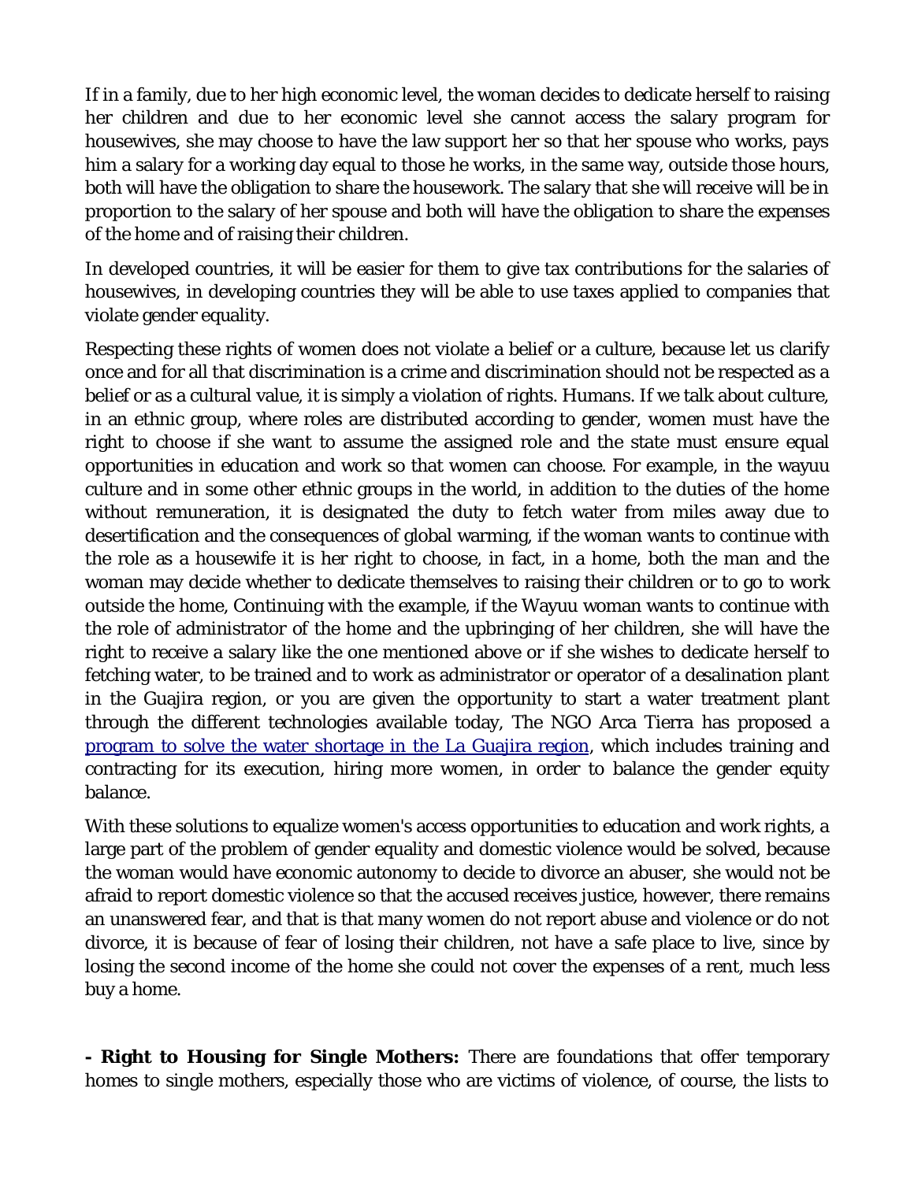If in a family, due to her high economic level, the woman decides to dedicate herself to raising her children and due to her economic level she cannot access the salary program for housewives, she may choose to have the law support her so that her spouse who works, pays him a salary for a working day equal to those he works, in the same way, outside those hours, both will have the obligation to share the housework. The salary that she will receive will be in proportion to the salary of her spouse and both will have the obligation to share the expenses of the home and of raising their children.

In developed countries, it will be easier for them to give tax contributions for the salaries of housewives, in developing countries they will be able to use taxes applied to companies that violate gender equality.

Respecting these rights of women does not violate a belief or a culture, because let us clarify once and for all that discrimination is a crime and discrimination should not be respected as a belief or as a cultural value, it is simply a violation of rights. Humans. If we talk about culture, in an ethnic group, where roles are distributed according to gender, women must have the right to choose if she want to assume the assigned role and the state must ensure equal opportunities in education and work so that women can choose. For example, in the wayuu culture and in some other ethnic groups in the world, in addition to the duties of the home without remuneration, it is designated the duty to fetch water from miles away due to desertification and the consequences of global warming, if the woman wants to continue with the role as a housewife it is her right to choose, in fact, in a home, both the man and the woman may decide whether to dedicate themselves to raising their children or to go to work outside the home, Continuing with the example, if the Wayuu woman wants to continue with the role of administrator of the home and the upbringing of her children, she will have the right to receive a salary like the one mentioned above or if she wishes to dedicate herself to fetching water, to be trained and to work as administrator or operator of a desalination plant in the Guajira region, or you are given the opportunity to start a water treatment plant through the different technologies available today, The NGO Arca Tierra has proposed a program to solve the water shortage in the La Guajira region, which includes training and contracting for its execution, hiring more women, in order to balance the gender equity balance.

With these solutions to equalize women's access opportunities to education and work rights, a large part of the problem of gender equality and domestic violence would be solved, because the woman would have economic autonomy to decide to divorce an abuser, she would not be afraid to report domestic violence so that the accused receives justice, however, there remains an unanswered fear, and that is that many women do not report abuse and violence or do not divorce, it is because of fear of losing their children, not have a safe place to live, since by losing the second income of the home she could not cover the expenses of a rent, much less buy a home.

**- Right to Housing for Single Mothers:** There are foundations that offer temporary homes to single mothers, especially those who are victims of violence, of course, the lists to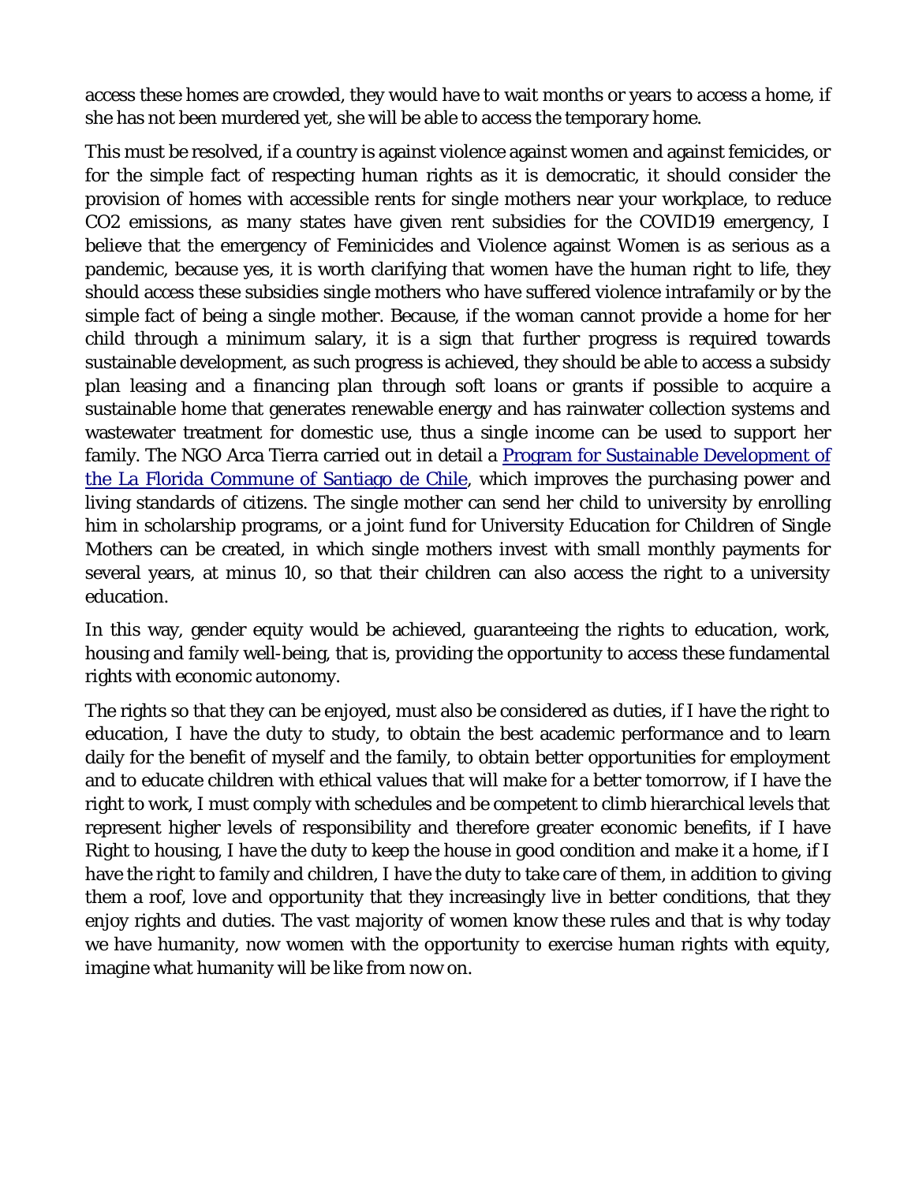access these homes are crowded, they would have to wait months or years to access a home, if she has not been murdered yet, she will be able to access the temporary home.

This must be resolved, if a country is against violence against women and against femicides, or for the simple fact of respecting human rights as it is democratic, it should consider the provision of homes with accessible rents for single mothers near your workplace, to reduce $CO_2$ emissions, as many states have given rent subsidies for the COVID19 emergency, I believe that the emergency of Feminicides and Violence against Women is as serious as a pandemic, because yes, it is worth clarifying that women have the human right to life, they should access these subsidies single mothers who have suffered violence intrafamily or by the simple fact of being a single mother. Because, if the woman cannot provide a home for her child through a minimum salary, it is a sign that further progress is required towards sustainable development, as such progress is achieved, they should be able to access a subsidy plan leasing and a financing plan through soft loans or grants if possible to acquire a sustainable home that generates renewable energy and has rainwater collection systems and wastewater treatment for domestic use, thus a single income can be used to support her family. The NGO Arca Tierra carried out in detail a Program for Sustainable Development of the La Florida Commune of Santiago de Chile, which improves the purchasing power and living standards of citizens. The single mother can send her child to university by enrolling him in scholarship programs, or a joint fund for University Education for Children of Single Mothers can be created, in which single mothers invest with small monthly payments for several years, at minus 10, so that their children can also access the right to a university education.

In this way, gender equity would be achieved, guaranteeing the rights to education, work, housing and family well-being, that is, providing the opportunity to access these fundamental rights with economic autonomy.

The rights so that they can be enjoyed, must also be considered as duties, if I have the right to education, I have the duty to study, to obtain the best academic performance and to learn daily for the benefit of myself and the family, to obtain better opportunities for employment and to educate children with ethical values that will make for a better tomorrow, if I have the right to work, I must comply with schedules and be competent to climb hierarchical levels that represent higher levels of responsibility and therefore greater economic benefits, if I have Right to housing, I have the duty to keep the house in good condition and make it a home, if I have the right to family and children, I have the duty to take care of them, in addition to giving them a roof, love and opportunity that they increasingly live in better conditions, that they enjoy rights and duties. The vast majority of women know these rules and that is why today we have humanity, now women with the opportunity to exercise human rights with equity, imagine what humanity will be like from now on.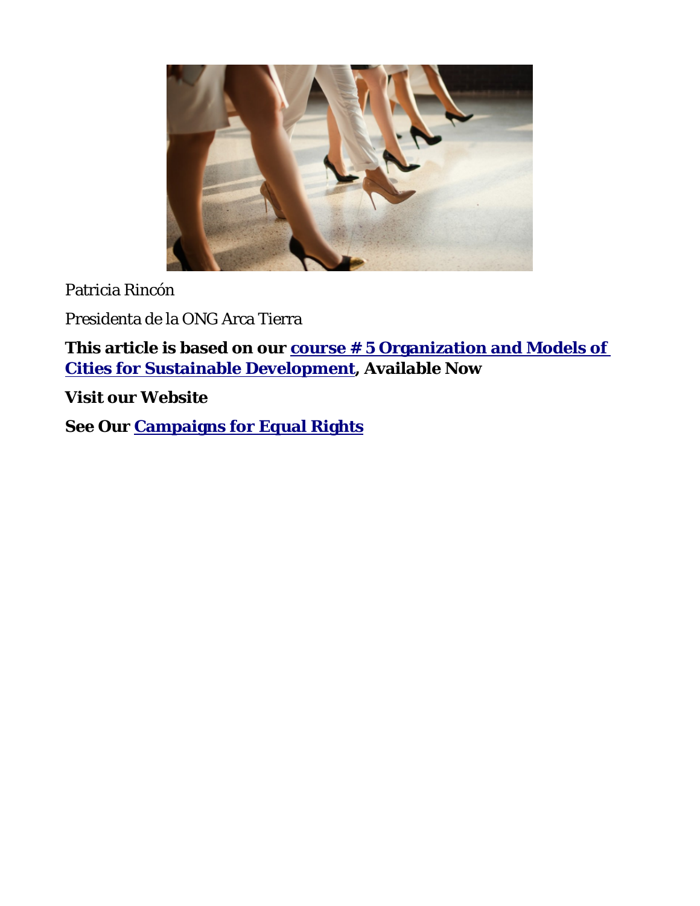Patricia Rincón

Presidenta de la ONG Arca Tierra

**This article is based on our course # 5 Organization and Models of Cities for Sustainable Development, Available Now**

**Visit our Website**

**See Our Campaigns for Equal Rights**